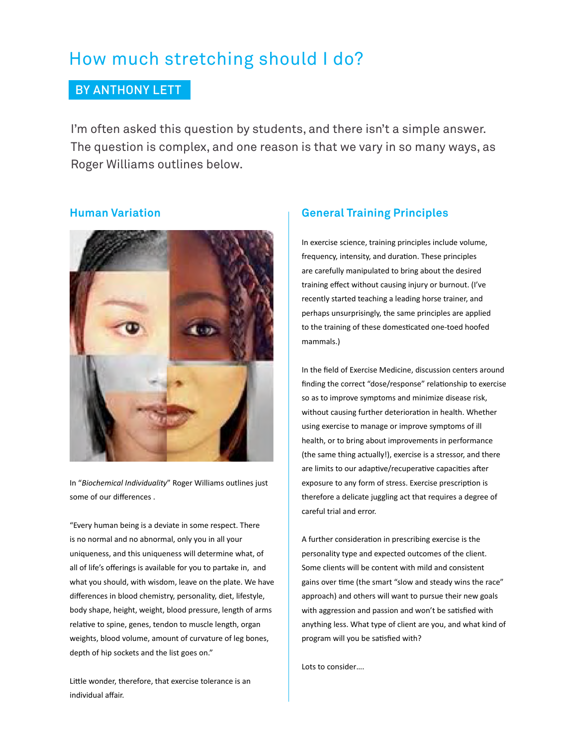# How much stretching should I do?

**BY ANTHONY LETT**

I'm often asked this question by students, and there isn't a simple answer. The question is complex, and one reason is that we vary in so many ways, as Roger Williams outlines below.

## Human Variation

In "*Biochemical Individuality*" Roger Williams outlines just some of our differences .

"Every human being is a deviate in some respect. There is no normal and no abnormal, only you in all your uniqueness, and this uniqueness will determine what, of all of life's offerings is available for you to partake in, and what you should, with wisdom, leave on the plate. We have differences in blood chemistry, personality, diet, lifestyle, body shape, height, weight, blood pressure, length of arms relative to spine, genes, tendon to muscle length, organ weights, blood volume, amount of curvature of leg bones, depth of hip sockets and the list goes on."

Little wonder, therefore, that exercise tolerance is an individual affair.

## General Training Principles

In exercise science, training principles include volume, frequency, intensity, and duration. These principles are carefully manipulated to bring about the desired training effect without causing injury or burnout. (I've recently started teaching a leading horse trainer, and perhaps unsurprisingly, the same principles are applied to the training of these domesticated one-toed hoofed mammals.)

In the field of Exercise Medicine, discussion centers around finding the correct "dose/response" relationship to exercise so as to improve symptoms and minimize disease risk, without causing further deterioration in health. Whether using exercise to manage or improve symptoms of ill health, or to bring about improvements in performance (the same thing actually!), exercise is a stressor, and there are limits to our adaptive/recuperative capacities after exposure to any form of stress. Exercise prescription is therefore a delicate juggling act that requires a degree of careful trial and error.

A further consideration in prescribing exercise is the personality type and expected outcomes of the client. Some clients will be content with mild and consistent gains over time (the smart "slow and steady wins the race" approach) and others will want to pursue their new goals with aggression and passion and won't be satisfied with anything less. What type of client are you, and what kind of program will you be satisfied with?

Lots to consider….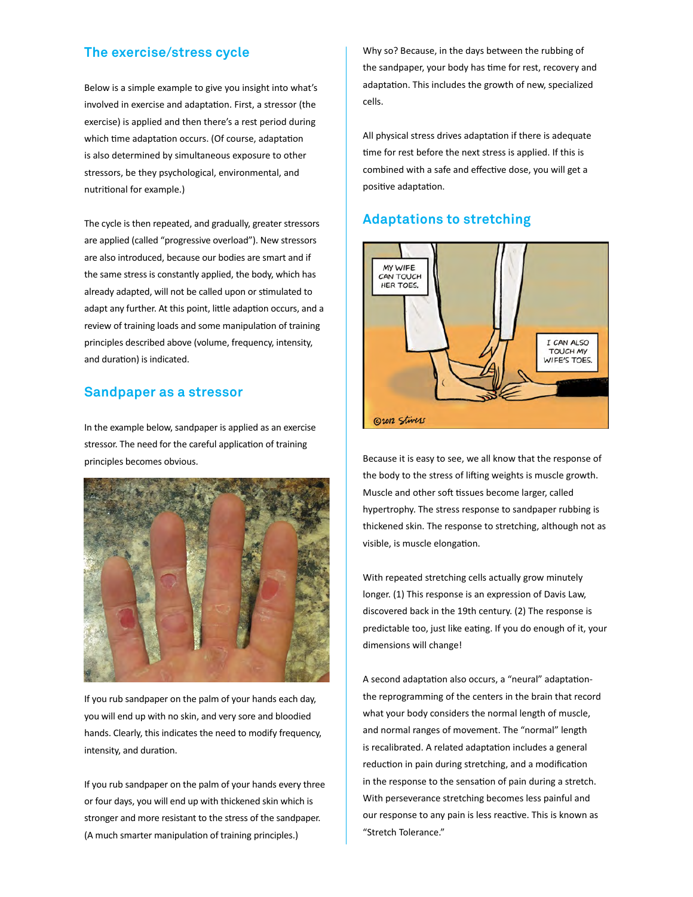## The exercise/stress cycle

Below is a simple example to give you insight into what's involved in exercise and adaptation. First, a stressor (the exercise) is applied and then there's a rest period during which time adaptation occurs. (Of course, adaptation is also determined by simultaneous exposure to other stressors, be they psychological, environmental, and nutritional for example.)

The cycle is then repeated, and gradually, greater stressors are applied (called "progressive overload"). New stressors are also introduced, because our bodies are smart and if the same stress is constantly applied, the body, which has already adapted, will not be called upon or stimulated to adapt any further. At this point, little adaption occurs, and a review of training loads and some manipulation of training principles described above (volume, frequency, intensity, and duration) is indicated.

## Sandpaper as a stressor

In the example below, sandpaper is applied as an exercise stressor. The need for the careful application of training principles becomes obvious.

If you rub sandpaper on the palm of your hands each day, you will end up with no skin, and very sore and bloodied hands. Clearly, this indicates the need to modify frequency, intensity, and duration.

If you rub sandpaper on the palm of your hands every three or four days, you will end up with thickened skin which is stronger and more resistant to the stress of the sandpaper. (A much smarter manipulation of training principles.)

Why so? Because, in the days between the rubbing of the sandpaper, your body has time for rest, recovery and adaptation. This includes the growth of new, specialized cells.

All physical stress drives adaptation if there is adequate time for rest before the next stress is applied. If this is combined with a safe and effective dose, you will get a positive adaptation.

## Adaptations to stretching

Because it is easy to see, we all know that the response of the body to the stress of lifting weights is muscle growth. Muscle and other soft tissues become larger, called hypertrophy. The stress response to sandpaper rubbing is thickened skin. The response to stretching, although not as visible, is muscle elongation.

With repeated stretching cells actually grow minutely longer. (1) This response is an expression of Davis Law, discovered back in the 19th century. (2) The response is predictable too, just like eating. If you do enough of it, your dimensions will change!

A second adaptation also occurs, a "neural" adaptation- the reprogramming of the centers in the brain that record what your body considers the normal length of muscle, and normal ranges of movement. The "normal" length is recalibrated. A related adaptation includes a general reduction in pain during stretching, and a modification in the response to the sensation of pain during a stretch. With perseverance stretching becomes less painful and our response to any pain is less reactive. This is known as "Stretch Tolerance."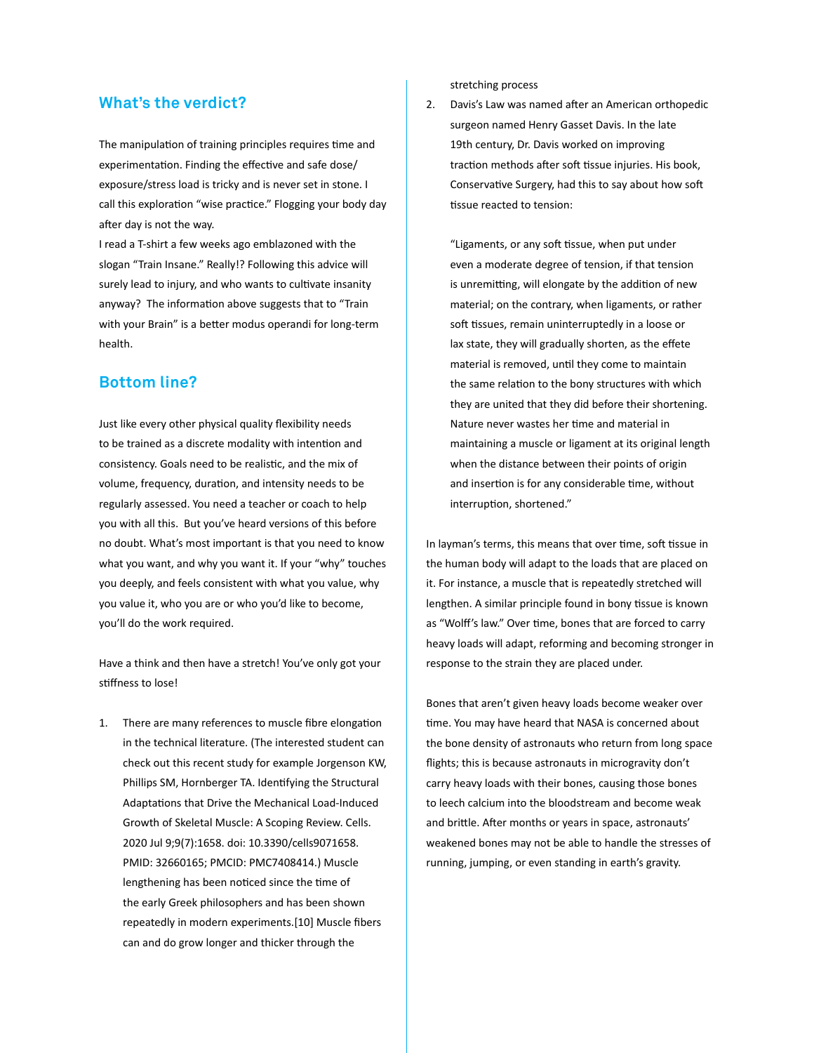## What's the verdict?

The manipulation of training principles requires time and experimentation. Finding the effective and safe dose/ exposure/stress load is tricky and is never set in stone. I call this exploration "wise practice." Flogging your body day after day is not the way.

I read a T-shirt a few weeks ago emblazoned with the slogan "Train Insane." Really!? Following this advice will surely lead to injury, and who wants to cultivate insanity anyway? The information above suggests that to "Train with your Brain" is a better modus operandi for long-term health.

## Bottom line?

Just like every other physical quality flexibility needs to be trained as a discrete modality with intention and consistency. Goals need to be realistic, and the mix of volume, frequency, duration, and intensity needs to be regularly assessed. You need a teacher or coach to help you with all this. But you've heard versions of this before no doubt. What's most important is that you need to know what you want, and why you want it. If your "why" touches you deeply, and feels consistent with what you value, why you value it, who you are or who you'd like to become, you'll do the work required.

Have a think and then have a stretch! You've only got your stiffness to lose!

1. There are many references to muscle fibre elongation in the technical literature. (The interested student can check out this recent study for example Jorgenson KW, Phillips SM, Hornberger TA. Identifying the Structural Adaptations that Drive the Mechanical Load-Induced Growth of Skeletal Muscle: A Scoping Review. Cells. 2020 Jul 9;9(7):1658. doi: 10.3390/cells9071658. PMID: 32660165; PMCID: PMC7408414.) Muscle lengthening has been noticed since the time of the early Greek philosophers and has been shown repeatedly in modern experiments.[10] Muscle fibers can and do grow longer and thicker through the stretching process
2. Davis's Law was named after an American orthopedic surgeon named Henry Gasset Davis. In the late 19th century, Dr. Davis worked on improving traction methods after soft tissue injuries. His book, Conservative Surgery, had this to say about how soft tissue reacted to tension:

   "Ligaments, or any soft tissue, when put under even a moderate degree of tension, if that tension is unremitting, will elongate by the addition of new material; on the contrary, when ligaments, or rather soft tissues, remain uninterruptedly in a loose or lax state, they will gradually shorten, as the effete material is removed, until they come to maintain the same relation to the bony structures with which they are united that they did before their shortening. Nature never wastes her time and material in maintaining a muscle or ligament at its original length when the distance between their points of origin and insertion is for any considerable time, without interruption, shortened."

In layman's terms, this means that over time, soft tissue in the human body will adapt to the loads that are placed on it. For instance, a muscle that is repeatedly stretched will lengthen. A similar principle found in bony tissue is known as "Wolff's law." Over time, bones that are forced to carry heavy loads will adapt, reforming and becoming stronger in response to the strain they are placed under.

Bones that aren't given heavy loads become weaker over time. You may have heard that NASA is concerned about the bone density of astronauts who return from long space flights; this is because astronauts in microgravity don't carry heavy loads with their bones, causing those bones to leech calcium into the bloodstream and become weak and brittle. After months or years in space, astronauts' weakened bones may not be able to handle the stresses of running, jumping, or even standing in earth's gravity.